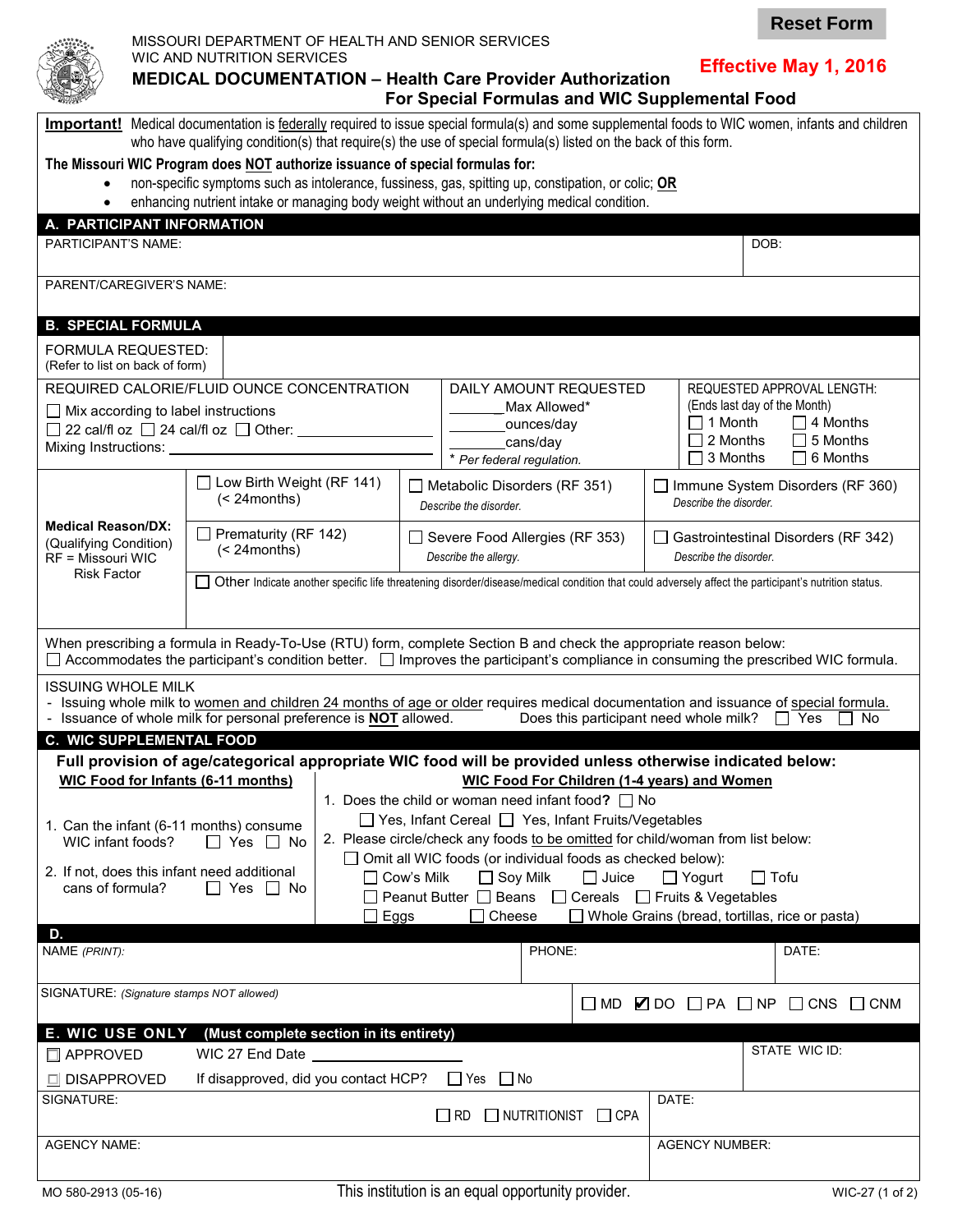Reset Form

MISSOURI DEPARTMENT OF HEALTH AND SENIOR SERVICES
WIC AND NUTRITION SERVICES

**Effective May 1, 2016**

# MEDICAL DOCUMENTATION – Health Care Provider Authorization For Special Formulas and WIC Supplemental Food

**Important!** Medical documentation is federally required to issue special formula(s) and some supplemental foods to WIC women, infants and children who have qualifying condition(s) that require(s) the use of special formula(s) listed on the back of this form.

**The Missouri WIC Program does NOT authorize issuance of special formulas for:**

- non-specific symptoms such as intolerance, fussiness, gas, spitting up, constipation, or colic; **OR**
- enhancing nutrient intake or managing body weight without an underlying medical condition.

## A. PARTICIPANT INFORMATION

| PARTICIPANT'S NAME: | DOB: |
|---|---|
| PARENT/CAREGIVER'S NAME: | |

## B. SPECIAL FORMULA

FORMULA REQUESTED:
(Refer to list on back of form)

| REQUIRED CALORIE/FLUID OUNCE CONCENTRATION | DAILY AMOUNT REQUESTED | REQUESTED APPROVAL LENGTH: (Ends last day of the Month) |
|---|---|---|
| ☐ Mix according to label instructions<br>☐ 22 cal/fl oz ☐ 24 cal/fl oz ☐ Other: ________<br>Mixing Instructions: ________ | _______ Max Allowed*<br>_______ ounces/day<br>_______ cans/day<br>* *Per federal regulation.* | ☐ 1 Month ☐ 4 Months<br>☐ 2 Months ☐ 5 Months<br>☐ 3 Months ☐ 6 Months |

| **Medical Reason/DX:** (Qualifying Condition) RF = Missouri WIC Risk Factor | | | |
|---|---|---|---|
| | ☐ Low Birth Weight (RF 141) (< 24months) | ☐ Metabolic Disorders (RF 351) *Describe the disorder.* | ☐ Immune System Disorders (RF 360) *Describe the disorder.* |
| | ☐ Prematurity (RF 142) (< 24months) | ☐ Severe Food Allergies (RF 353) *Describe the allergy.* | ☐ Gastrointestinal Disorders (RF 342) *Describe the disorder.* |
| | ☐ Other Indicate another specific life threatening disorder/disease/medical condition that could adversely affect the participant's nutrition status. | | |

When prescribing a formula in Ready-To-Use (RTU) form, complete Section B and check the appropriate reason below:
☐ Accommodates the participant's condition better. ☐ Improves the participant's compliance in consuming the prescribed WIC formula.

ISSUING WHOLE MILK

- Issuing whole milk to women and children 24 months of age or older requires medical documentation and issuance of special formula.
- Issuance of whole milk for personal preference is **NOT** allowed. Does this participant need whole milk? ☐ Yes ☐ No

## C. WIC SUPPLEMENTAL FOOD

**Full provision of age/categorical appropriate WIC food will be provided unless otherwise indicated below:**

**WIC Food for Infants (6-11 months)**

1. Can the infant (6-11 months) consume WIC infant foods? ☐ Yes ☐ No
2. If not, does this infant need additional cans of formula? ☐ Yes ☐ No

**WIC Food For Children (1-4 years) and Women**

1. Does the child or woman need infant food? ☐ No
   ☐ Yes, Infant Cereal ☐ Yes, Infant Fruits/Vegetables
2. Please circle/check any foods to be omitted for child/woman from list below:
   ☐ Omit all WIC foods (or individual foods as checked below):
   ☐ Cow's Milk ☐ Soy Milk ☐ Juice ☐ Yogurt ☐ Tofu
   ☐ Peanut Butter ☐ Beans ☐ Cereals ☐ Fruits & Vegetables
   ☐ Eggs ☐ Cheese ☐ Whole Grains (bread, tortillas, rice or pasta)

## D.

| NAME *(PRINT):* | PHONE: | DATE: |
|---|---|---|
| SIGNATURE: *(Signature stamps NOT allowed)* | ☐ MD ☑ DO ☐ PA ☐ NP ☐ CNS ☐ CNM | |

## E. WIC USE ONLY (Must complete section in its entirety)

| ☐ APPROVED WIC 27 End Date ________<br>☐ DISAPPROVED If disapproved, did you contact HCP? ☐ Yes ☐ No | STATE WIC ID: |
|---|---|
| SIGNATURE: ☐ RD ☐ NUTRITIONIST ☐ CPA | DATE: |
| AGENCY NAME: | AGENCY NUMBER: |

MO 580-2913 (05-16) This institution is an equal opportunity provider. WIC-27 (1 of 2)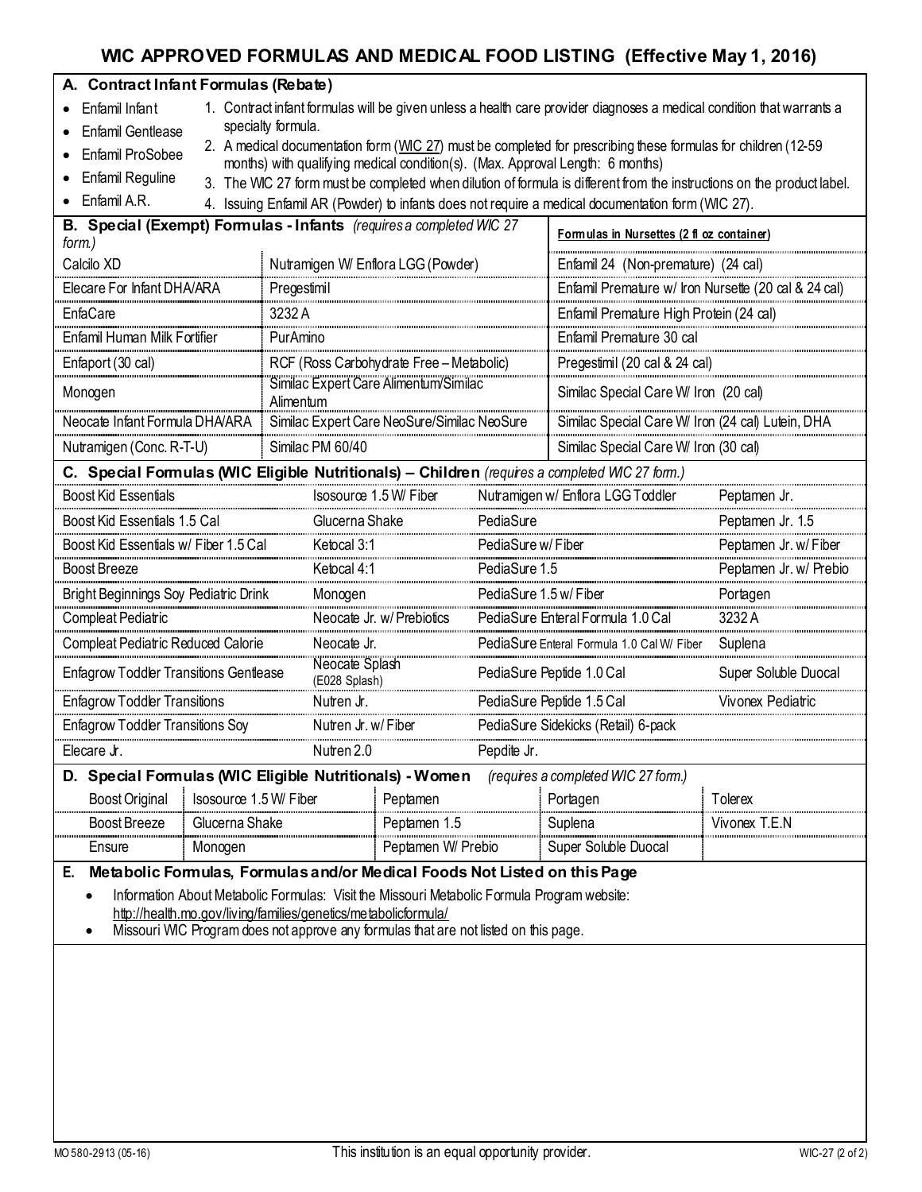# WIC APPROVED FORMULAS AND MEDICAL FOOD LISTING (Effective May 1, 2016)

## A. Contract Infant Formulas (Rebate)

- Enfamil Infant
- Enfamil Gentlease
- Enfamil ProSobee
- Enfamil Reguline
- Enfamil A.R.

1. Contract infant formulas will be given unless a health care provider diagnoses a medical condition that warrants a specialty formula.
2. A medical documentation form (WIC 27) must be completed for prescribing these formulas for children (12-59 months) with qualifying medical condition(s). (Max. Approval Length: 6 months)
3. The WIC 27 form must be completed when dilution of formula is different from the instructions on the product label.
4. Issuing Enfamil AR (Powder) to infants does not require a medical documentation form (WIC 27).

## B. Special (Exempt) Formulas - Infants *(requires a completed WIC 27 form.)*

| B. Special (Exempt) Formulas - Infants | | Formulas in Nursettes (2 fl oz container) |
|---|---|---|
| Calcilo XD | Nutramigen W/ Enflora LGG (Powder) | Enfamil 24 (Non-premature) (24 cal) |
| Elecare For Infant DHA/ARA | Pregestimil | Enfamil Premature w/ Iron Nursette (20 cal & 24 cal) |
| EnfaCare | 3232 A | Enfamil Premature High Protein (24 cal) |
| Enfamil Human Milk Fortifier | PurAmino | Enfamil Premature 30 cal |
| Enfaport (30 cal) | RCF (Ross Carbohydrate Free – Metabolic) | Pregestimil (20 cal & 24 cal) |
| Monogen | Similac Expert Care Alimentum/Similac Alimentum | Similac Special Care W/ Iron (20 cal) |
| Neocate Infant Formula DHA/ARA | Similac Expert Care NeoSure/Similac NeoSure | Similac Special Care W/ Iron (24 cal) Lutein, DHA |
| Nutramigen (Conc. R-T-U) | Similac PM 60/40 | Similac Special Care W/ Iron (30 cal) |

## C. Special Formulas (WIC Eligible Nutritionals) – Children *(requires a completed WIC 27 form.)*

| | | | |
|---|---|---|---|
| Boost Kid Essentials | Isosource 1.5 W/ Fiber | Nutramigen w/ Enflora LGG Toddler | Peptamen Jr. |
| Boost Kid Essentials 1.5 Cal | Glucerna Shake | PediaSure | Peptamen Jr. 1.5 |
| Boost Kid Essentials w/ Fiber 1.5 Cal | Ketocal 3:1 | PediaSure w/ Fiber | Peptamen Jr. w/ Fiber |
| Boost Breeze | Ketocal 4:1 | PediaSure 1.5 | Peptamen Jr. w/ Prebio |
| Bright Beginnings Soy Pediatric Drink | Monogen | PediaSure 1.5 w/ Fiber | Portagen |
| Compleat Pediatric | Neocate Jr. w/ Prebiotics | PediaSure Enteral Formula 1.0 Cal | 3232 A |
| Compleat Pediatric Reduced Calorie | Neocate Jr. | PediaSure Enteral Formula 1.0 Cal W/ Fiber | Suplena |
| Enfagrow Toddler Transitions Gentlease | Neocate Splash (E028 Splash) | PediaSure Peptide 1.0 Cal | Super Soluble Duocal |
| Enfagrow Toddler Transitions | Nutren Jr. | PediaSure Peptide 1.5 Cal | Vivonex Pediatric |
| Enfagrow Toddler Transitions Soy | Nutren Jr. w/ Fiber | PediaSure Sidekicks (Retail) 6-pack | |
| Elecare Jr. | Nutren 2.0 | Pepdite Jr. | |

## D. Special Formulas (WIC Eligible Nutritionals) - Women *(requires a completed WIC 27 form.)*

| | | | | |
|---|---|---|---|---|
| Boost Original | Isosource 1.5 W/ Fiber | Peptamen | Portagen | Tolerex |
| Boost Breeze | Glucerna Shake | Peptamen 1.5 | Suplena | Vivonex T.E.N |
| Ensure | Monogen | Peptamen W/ Prebio | Super Soluble Duocal | |

## E. Metabolic Formulas, Formulas and/or Medical Foods Not Listed on this Page

- Information About Metabolic Formulas: Visit the Missouri Metabolic Formula Program website: http://health.mo.gov/living/families/genetics/metabolicformula/
- Missouri WIC Program does not approve any formulas that are not listed on this page.

MO 580-2913 (05-16) This institution is an equal opportunity provider. WIC-27 (2 of 2)